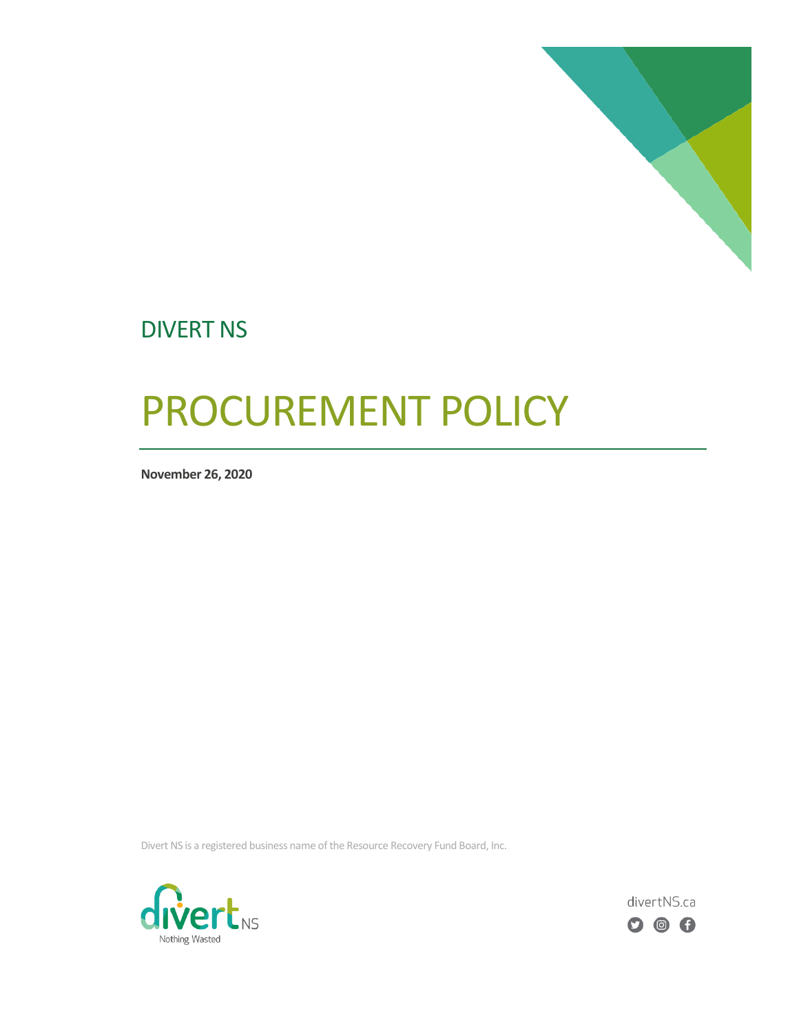DIVERT NS

# PROCUREMENT POLICY

**November 26, 2020**

Divert NS is a registered business name of the Resource Recovery Fund Board, Inc.

divertNS.ca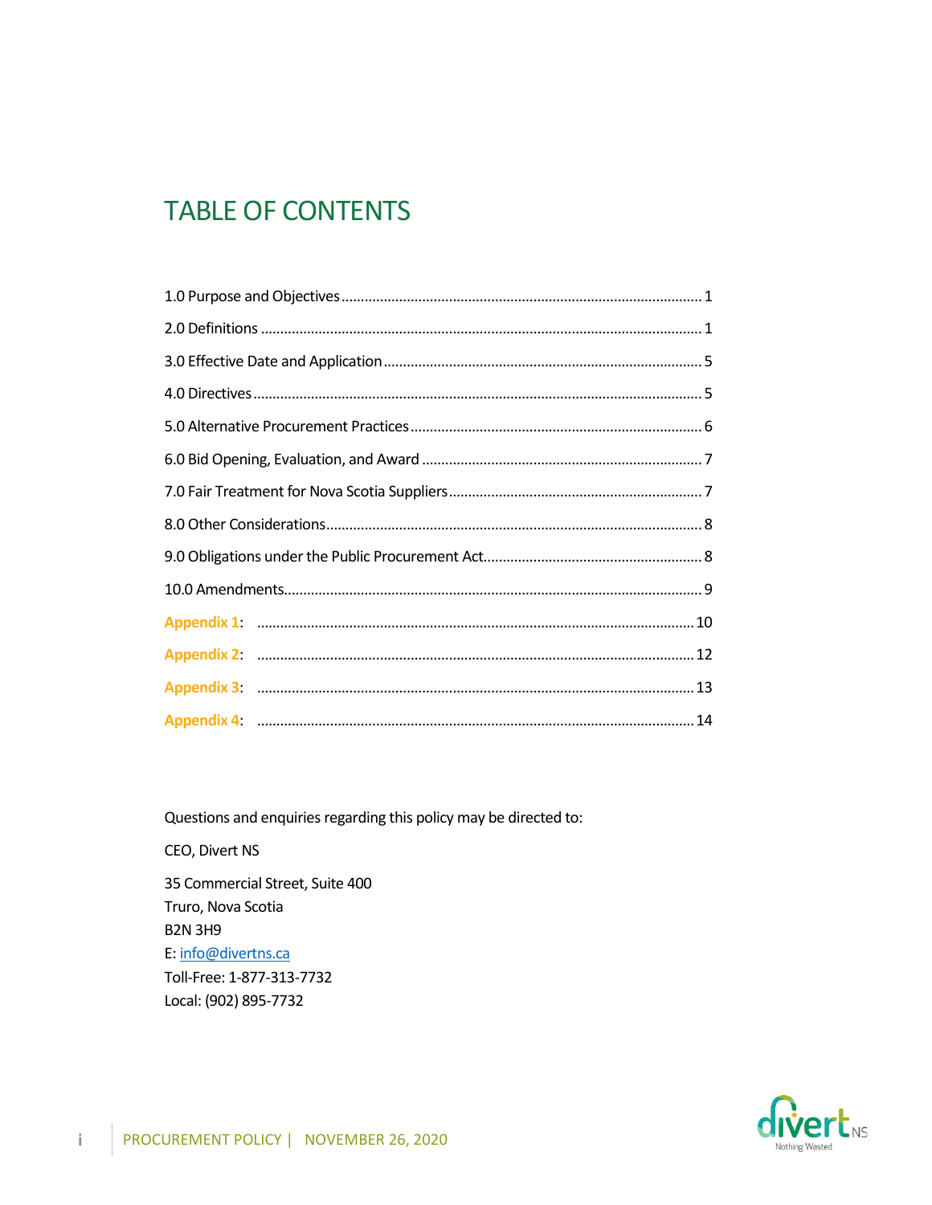# TABLE OF CONTENTS

1.0 Purpose and Objectives ........................................................................................... 1

2.0 Definitions ................................................................................................................ 1

3.0 Effective Date and Application ................................................................................ 5

4.0 Directives .................................................................................................................. 5

5.0 Alternative Procurement Practices .......................................................................... 6

6.0 Bid Opening, Evaluation, and Award ....................................................................... 7

7.0 Fair Treatment for Nova Scotia Suppliers ................................................................ 7

8.0 Other Considerations................................................................................................ 8

9.0 Obligations under the Public Procurement Act........................................................ 8

10.0 Amendments........................................................................................................... 9

Appendix 1: ................................................................................................................ 10

Appendix 2: ................................................................................................................ 12

Appendix 3: ................................................................................................................ 13

Appendix 4: ................................................................................................................ 14

Questions and enquiries regarding this policy may be directed to:

CEO, Divert NS

35 Commercial Street, Suite 400
Truro, Nova Scotia
B2N 3H9
E: info@divertns.ca
Toll-Free: 1-877-313-7732
Local: (902) 895-7732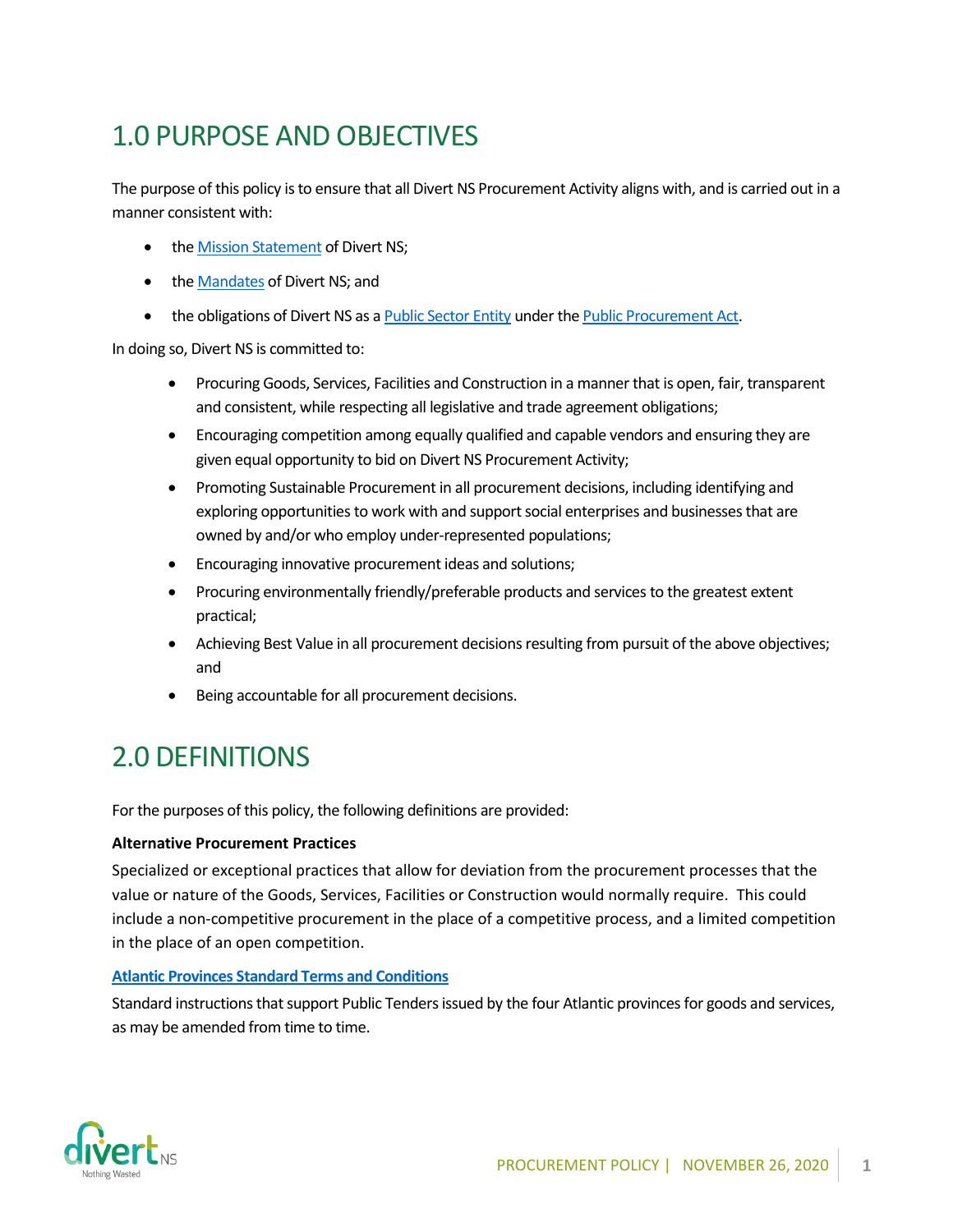# 1.0 PURPOSE AND OBJECTIVES

The purpose of this policy is to ensure that all Divert NS Procurement Activity aligns with, and is carried out in a manner consistent with:

- the Mission Statement of Divert NS;
- the Mandates of Divert NS; and
- the obligations of Divert NS as a Public Sector Entity under the Public Procurement Act.

In doing so, Divert NS is committed to:

- Procuring Goods, Services, Facilities and Construction in a manner that is open, fair, transparent and consistent, while respecting all legislative and trade agreement obligations;
- Encouraging competition among equally qualified and capable vendors and ensuring they are given equal opportunity to bid on Divert NS Procurement Activity;
- Promoting Sustainable Procurement in all procurement decisions, including identifying and exploring opportunities to work with and support social enterprises and businesses that are owned by and/or who employ under-represented populations;
- Encouraging innovative procurement ideas and solutions;
- Procuring environmentally friendly/preferable products and services to the greatest extent practical;
- Achieving Best Value in all procurement decisions resulting from pursuit of the above objectives; and
- Being accountable for all procurement decisions.

# 2.0 DEFINITIONS

For the purposes of this policy, the following definitions are provided:

**Alternative Procurement Practices**

Specialized or exceptional practices that allow for deviation from the procurement processes that the value or nature of the Goods, Services, Facilities or Construction would normally require. This could include a non-competitive procurement in the place of a competitive process, and a limited competition in the place of an open competition.

**Atlantic Provinces Standard Terms and Conditions**

Standard instructions that support Public Tenders issued by the four Atlantic provinces for goods and services, as may be amended from time to time.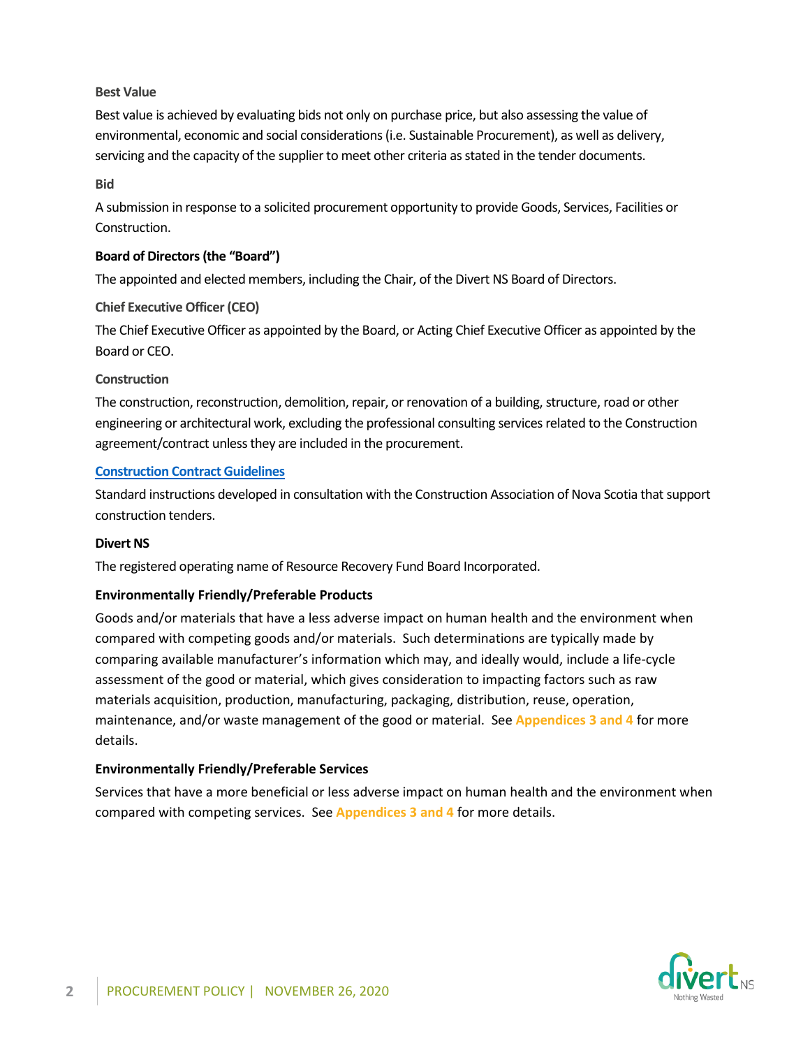**Best Value**

Best value is achieved by evaluating bids not only on purchase price, but also assessing the value of environmental, economic and social considerations (i.e. Sustainable Procurement), as well as delivery, servicing and the capacity of the supplier to meet other criteria as stated in the tender documents.

**Bid**

A submission in response to a solicited procurement opportunity to provide Goods, Services, Facilities or Construction.

**Board of Directors (the "Board")**

The appointed and elected members, including the Chair, of the Divert NS Board of Directors.

**Chief Executive Officer (CEO)**

The Chief Executive Officer as appointed by the Board, or Acting Chief Executive Officer as appointed by the Board or CEO.

**Construction**

The construction, reconstruction, demolition, repair, or renovation of a building, structure, road or other engineering or architectural work, excluding the professional consulting services related to the Construction agreement/contract unless they are included in the procurement.

**Construction Contract Guidelines**

Standard instructions developed in consultation with the Construction Association of Nova Scotia that support construction tenders.

**Divert NS**

The registered operating name of Resource Recovery Fund Board Incorporated.

**Environmentally Friendly/Preferable Products**

Goods and/or materials that have a less adverse impact on human health and the environment when compared with competing goods and/or materials. Such determinations are typically made by comparing available manufacturer's information which may, and ideally would, include a life-cycle assessment of the good or material, which gives consideration to impacting factors such as raw materials acquisition, production, manufacturing, packaging, distribution, reuse, operation, maintenance, and/or waste management of the good or material. See **Appendices 3 and 4** for more details.

**Environmentally Friendly/Preferable Services**

Services that have a more beneficial or less adverse impact on human health and the environment when compared with competing services. See **Appendices 3 and 4** for more details.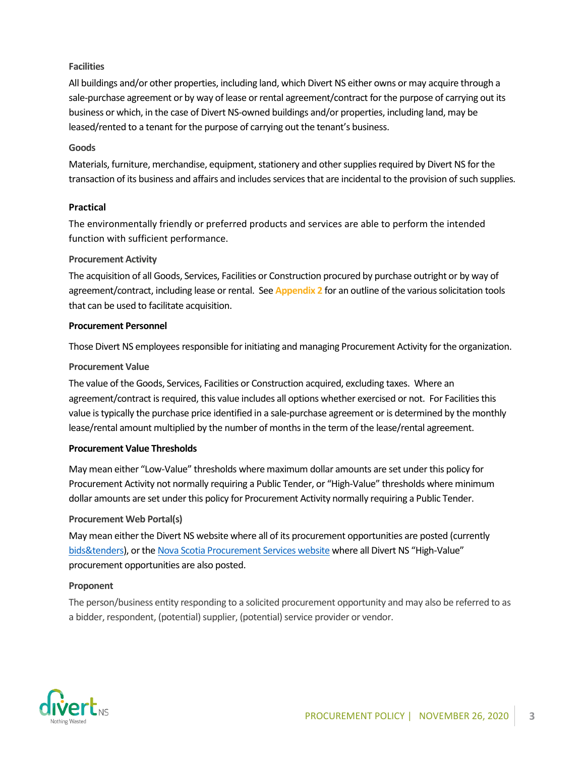**Facilities**

All buildings and/or other properties, including land, which Divert NS either owns or may acquire through a sale-purchase agreement or by way of lease or rental agreement/contract for the purpose of carrying out its business or which, in the case of Divert NS-owned buildings and/or properties, including land, may be leased/rented to a tenant for the purpose of carrying out the tenant's business.

**Goods**

Materials, furniture, merchandise, equipment, stationery and other supplies required by Divert NS for the transaction of its business and affairs and includes services that are incidental to the provision of such supplies.

**Practical**

The environmentally friendly or preferred products and services are able to perform the intended function with sufficient performance.

**Procurement Activity**

The acquisition of all Goods, Services, Facilities or Construction procured by purchase outright or by way of agreement/contract, including lease or rental. See **Appendix 2** for an outline of the various solicitation tools that can be used to facilitate acquisition.

**Procurement Personnel**

Those Divert NS employees responsible for initiating and managing Procurement Activity for the organization.

**Procurement Value**

The value of the Goods, Services, Facilities or Construction acquired, excluding taxes. Where an agreement/contract is required, this value includes all options whether exercised or not. For Facilities this value is typically the purchase price identified in a sale-purchase agreement or is determined by the monthly lease/rental amount multiplied by the number of months in the term of the lease/rental agreement.

**Procurement Value Thresholds**

May mean either "Low-Value" thresholds where maximum dollar amounts are set under this policy for Procurement Activity not normally requiring a Public Tender, or "High-Value" thresholds where minimum dollar amounts are set under this policy for Procurement Activity normally requiring a Public Tender.

**Procurement Web Portal(s)**

May mean either the Divert NS website where all of its procurement opportunities are posted (currently bids&tenders), or the Nova Scotia Procurement Services website where all Divert NS "High-Value" procurement opportunities are also posted.

**Proponent**

The person/business entity responding to a solicited procurement opportunity and may also be referred to as a bidder, respondent, (potential) supplier, (potential) service provider or vendor.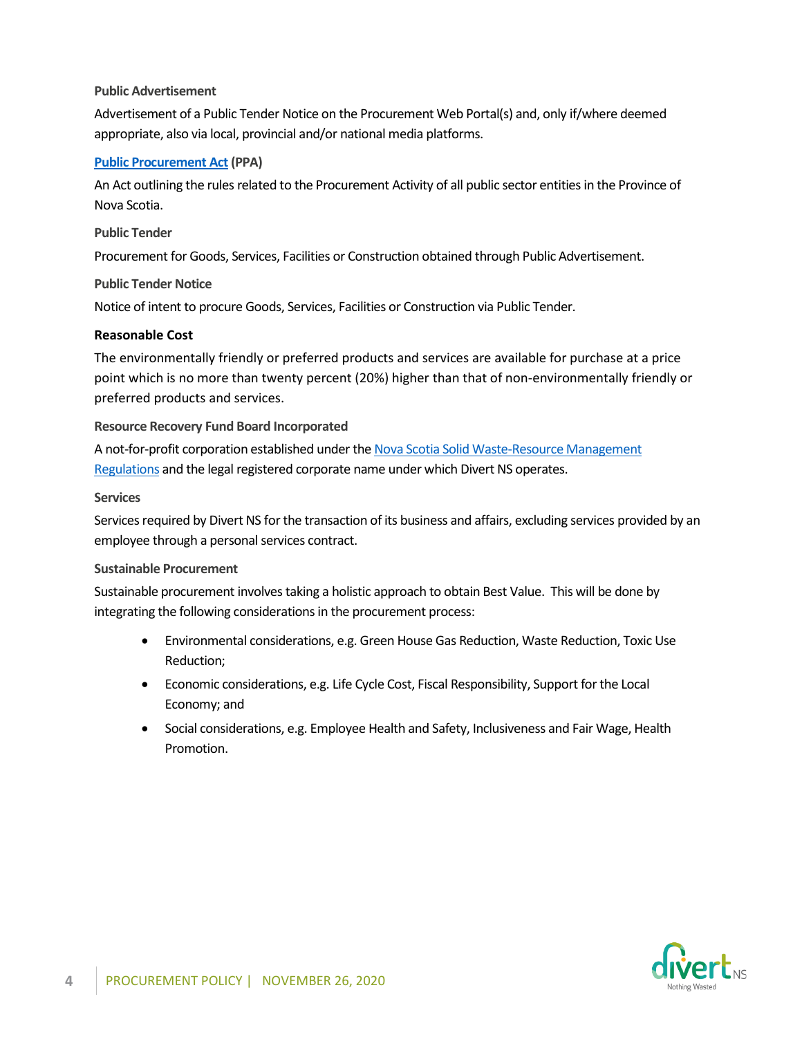**Public Advertisement**

Advertisement of a Public Tender Notice on the Procurement Web Portal(s) and, only if/where deemed appropriate, also via local, provincial and/or national media platforms.

**[Public Procurement Act](#) (PPA)**

An Act outlining the rules related to the Procurement Activity of all public sector entities in the Province of Nova Scotia.

**Public Tender**

Procurement for Goods, Services, Facilities or Construction obtained through Public Advertisement.

**Public Tender Notice**

Notice of intent to procure Goods, Services, Facilities or Construction via Public Tender.

**Reasonable Cost**

The environmentally friendly or preferred products and services are available for purchase at a price point which is no more than twenty percent (20%) higher than that of non-environmentally friendly or preferred products and services.

**Resource Recovery Fund Board Incorporated**

A not-for-profit corporation established under the [Nova Scotia Solid Waste-Resource Management Regulations](#) and the legal registered corporate name under which Divert NS operates.

**Services**

Services required by Divert NS for the transaction of its business and affairs, excluding services provided by an employee through a personal services contract.

**Sustainable Procurement**

Sustainable procurement involves taking a holistic approach to obtain Best Value. This will be done by integrating the following considerations in the procurement process:

- Environmental considerations, e.g. Green House Gas Reduction, Waste Reduction, Toxic Use Reduction;
- Economic considerations, e.g. Life Cycle Cost, Fiscal Responsibility, Support for the Local Economy; and
- Social considerations, e.g. Employee Health and Safety, Inclusiveness and Fair Wage, Health Promotion.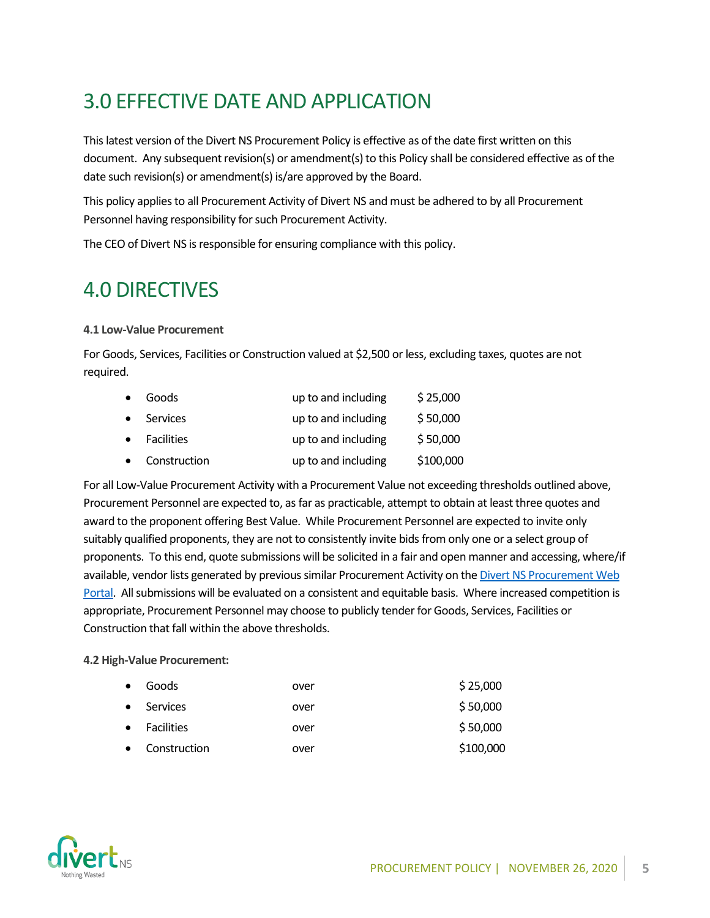# 3.0 EFFECTIVE DATE AND APPLICATION

This latest version of the Divert NS Procurement Policy is effective as of the date first written on this document. Any subsequent revision(s) or amendment(s) to this Policy shall be considered effective as of the date such revision(s) or amendment(s) is/are approved by the Board.

This policy applies to all Procurement Activity of Divert NS and must be adhered to by all Procurement Personnel having responsibility for such Procurement Activity.

The CEO of Divert NS is responsible for ensuring compliance with this policy.

# 4.0 DIRECTIVES

**4.1 Low-Value Procurement**

For Goods, Services, Facilities or Construction valued at $2,500 or less, excluding taxes, quotes are not required.

- Goods up to and including $ 25,000
- Services up to and including $ 50,000
- Facilities up to and including $ 50,000
- Construction up to and including $100,000

For all Low-Value Procurement Activity with a Procurement Value not exceeding thresholds outlined above, Procurement Personnel are expected to, as far as practicable, attempt to obtain at least three quotes and award to the proponent offering Best Value. While Procurement Personnel are expected to invite only suitably qualified proponents, they are not to consistently invite bids from only one or a select group of proponents. To this end, quote submissions will be solicited in a fair and open manner and accessing, where/if available, vendor lists generated by previous similar Procurement Activity on the Divert NS Procurement Web Portal. All submissions will be evaluated on a consistent and equitable basis. Where increased competition is appropriate, Procurement Personnel may choose to publicly tender for Goods, Services, Facilities or Construction that fall within the above thresholds.

**4.2 High-Value Procurement:**

- Goods over $ 25,000
- Services over $ 50,000
- Facilities over $ 50,000
- Construction over $100,000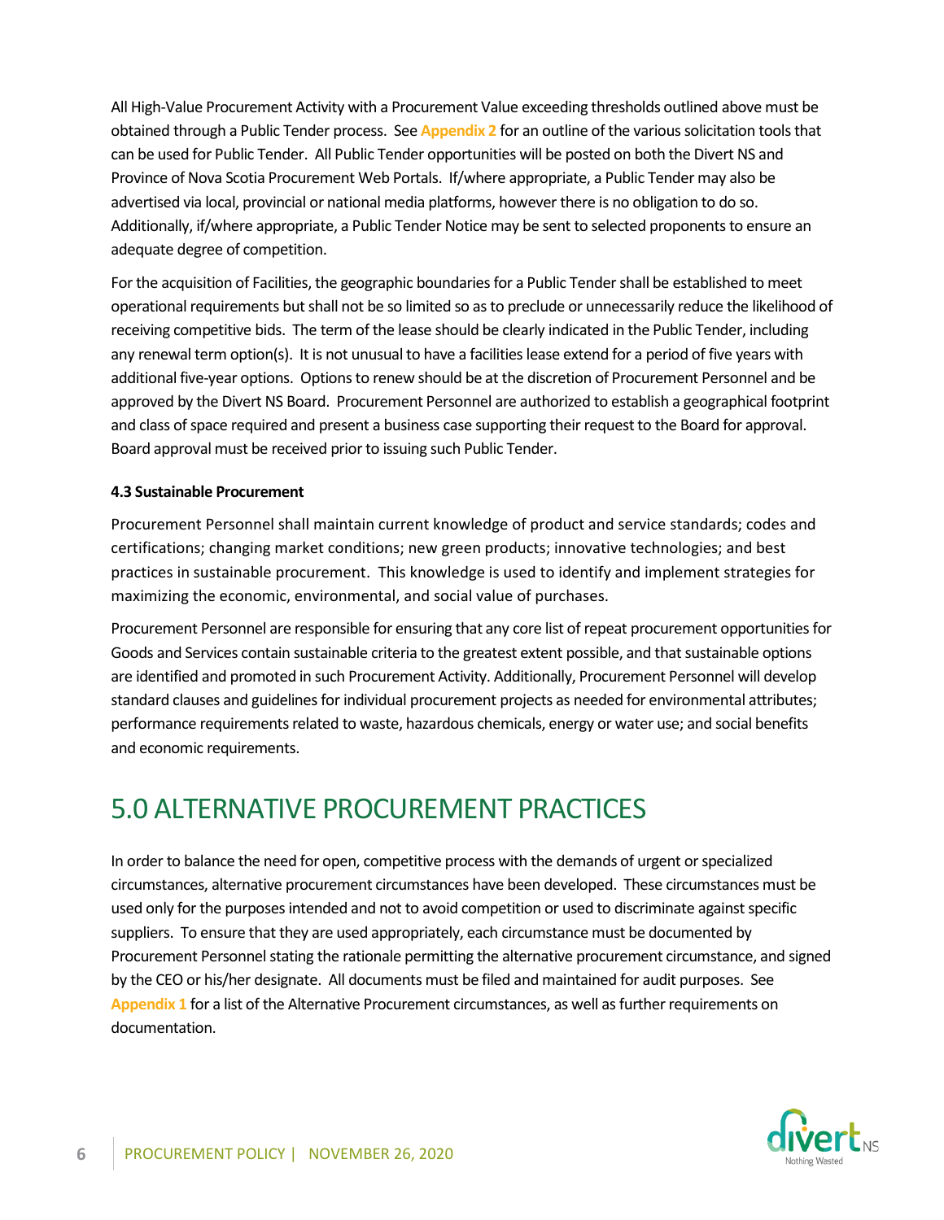All High-Value Procurement Activity with a Procurement Value exceeding thresholds outlined above must be obtained through a Public Tender process. See **Appendix 2** for an outline of the various solicitation tools that can be used for Public Tender. All Public Tender opportunities will be posted on both the Divert NS and Province of Nova Scotia Procurement Web Portals. If/where appropriate, a Public Tender may also be advertised via local, provincial or national media platforms, however there is no obligation to do so. Additionally, if/where appropriate, a Public Tender Notice may be sent to selected proponents to ensure an adequate degree of competition.

For the acquisition of Facilities, the geographic boundaries for a Public Tender shall be established to meet operational requirements but shall not be so limited so as to preclude or unnecessarily reduce the likelihood of receiving competitive bids. The term of the lease should be clearly indicated in the Public Tender, including any renewal term option(s). It is not unusual to have a facilities lease extend for a period of five years with additional five-year options. Options to renew should be at the discretion of Procurement Personnel and be approved by the Divert NS Board. Procurement Personnel are authorized to establish a geographical footprint and class of space required and present a business case supporting their request to the Board for approval. Board approval must be received prior to issuing such Public Tender.

**4.3 Sustainable Procurement**

Procurement Personnel shall maintain current knowledge of product and service standards; codes and certifications; changing market conditions; new green products; innovative technologies; and best practices in sustainable procurement. This knowledge is used to identify and implement strategies for maximizing the economic, environmental, and social value of purchases.

Procurement Personnel are responsible for ensuring that any core list of repeat procurement opportunities for Goods and Services contain sustainable criteria to the greatest extent possible, and that sustainable options are identified and promoted in such Procurement Activity. Additionally, Procurement Personnel will develop standard clauses and guidelines for individual procurement projects as needed for environmental attributes; performance requirements related to waste, hazardous chemicals, energy or water use; and social benefits and economic requirements.

# 5.0 ALTERNATIVE PROCUREMENT PRACTICES

In order to balance the need for open, competitive process with the demands of urgent or specialized circumstances, alternative procurement circumstances have been developed. These circumstances must be used only for the purposes intended and not to avoid competition or used to discriminate against specific suppliers. To ensure that they are used appropriately, each circumstance must be documented by Procurement Personnel stating the rationale permitting the alternative procurement circumstance, and signed by the CEO or his/her designate. All documents must be filed and maintained for audit purposes. See **Appendix 1** for a list of the Alternative Procurement circumstances, as well as further requirements on documentation.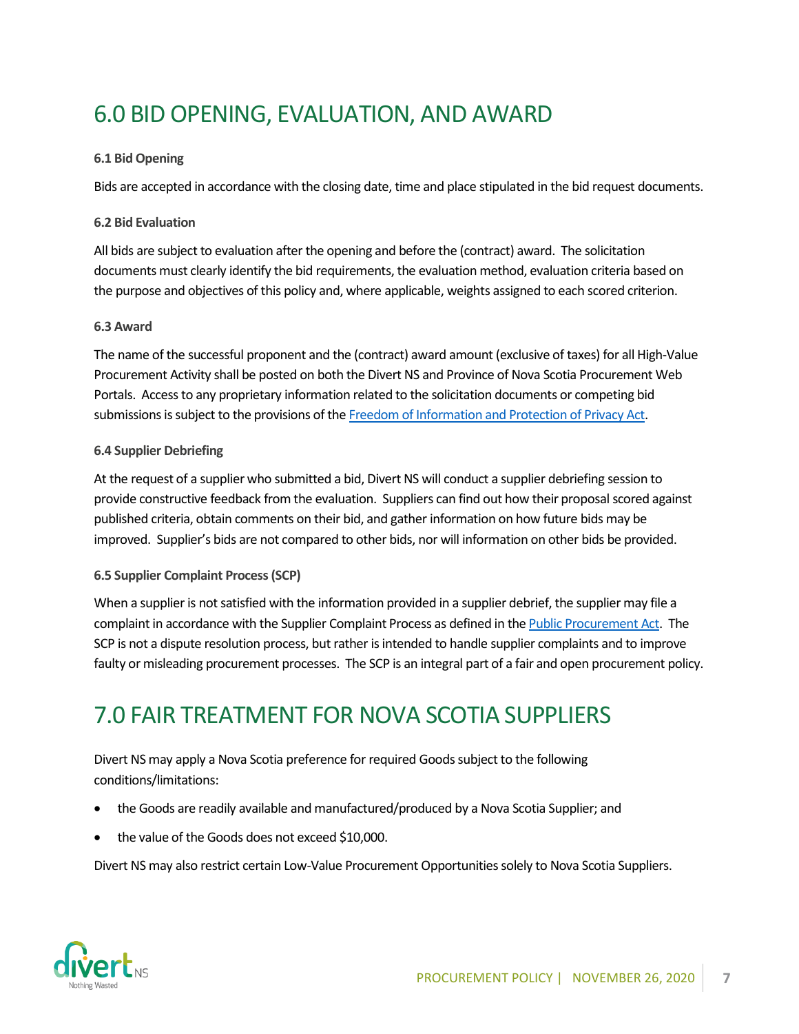# 6.0 BID OPENING, EVALUATION, AND AWARD

### 6.1 Bid Opening

Bids are accepted in accordance with the closing date, time and place stipulated in the bid request documents.

### 6.2 Bid Evaluation

All bids are subject to evaluation after the opening and before the (contract) award. The solicitation documents must clearly identify the bid requirements, the evaluation method, evaluation criteria based on the purpose and objectives of this policy and, where applicable, weights assigned to each scored criterion.

### 6.3 Award

The name of the successful proponent and the (contract) award amount (exclusive of taxes) for all High-Value Procurement Activity shall be posted on both the Divert NS and Province of Nova Scotia Procurement Web Portals. Access to any proprietary information related to the solicitation documents or competing bid submissions is subject to the provisions of the Freedom of Information and Protection of Privacy Act.

### 6.4 Supplier Debriefing

At the request of a supplier who submitted a bid, Divert NS will conduct a supplier debriefing session to provide constructive feedback from the evaluation. Suppliers can find out how their proposal scored against published criteria, obtain comments on their bid, and gather information on how future bids may be improved. Supplier's bids are not compared to other bids, nor will information on other bids be provided.

### 6.5 Supplier Complaint Process (SCP)

When a supplier is not satisfied with the information provided in a supplier debrief, the supplier may file a complaint in accordance with the Supplier Complaint Process as defined in the Public Procurement Act. The SCP is not a dispute resolution process, but rather is intended to handle supplier complaints and to improve faulty or misleading procurement processes. The SCP is an integral part of a fair and open procurement policy.

# 7.0 FAIR TREATMENT FOR NOVA SCOTIA SUPPLIERS

Divert NS may apply a Nova Scotia preference for required Goods subject to the following conditions/limitations:

- the Goods are readily available and manufactured/produced by a Nova Scotia Supplier; and
- the value of the Goods does not exceed $10,000.

Divert NS may also restrict certain Low-Value Procurement Opportunities solely to Nova Scotia Suppliers.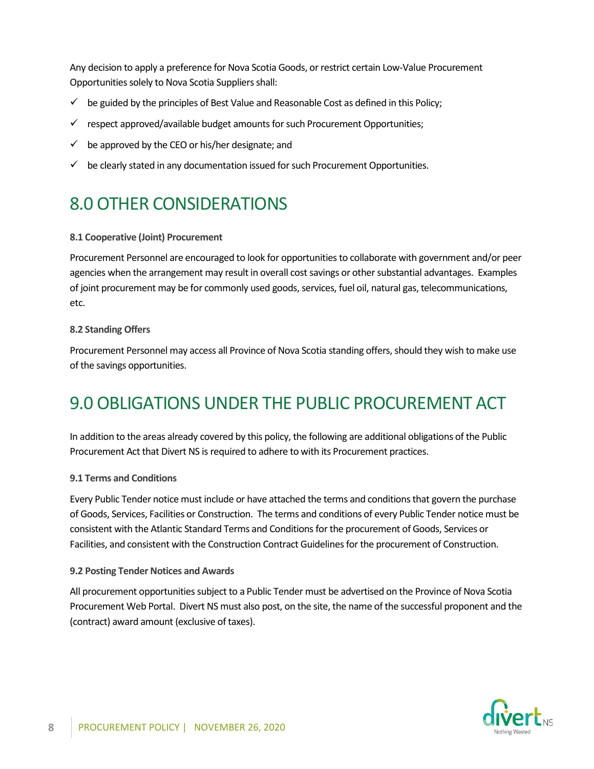Any decision to apply a preference for Nova Scotia Goods, or restrict certain Low-Value Procurement Opportunities solely to Nova Scotia Suppliers shall:

- ✓ be guided by the principles of Best Value and Reasonable Cost as defined in this Policy;
- ✓ respect approved/available budget amounts for such Procurement Opportunities;
- ✓ be approved by the CEO or his/her designate; and
- ✓ be clearly stated in any documentation issued for such Procurement Opportunities.

# 8.0 OTHER CONSIDERATIONS

#### 8.1 Cooperative (Joint) Procurement

Procurement Personnel are encouraged to look for opportunities to collaborate with government and/or peer agencies when the arrangement may result in overall cost savings or other substantial advantages. Examples of joint procurement may be for commonly used goods, services, fuel oil, natural gas, telecommunications, etc.

#### 8.2 Standing Offers

Procurement Personnel may access all Province of Nova Scotia standing offers, should they wish to make use of the savings opportunities.

# 9.0 OBLIGATIONS UNDER THE PUBLIC PROCUREMENT ACT

In addition to the areas already covered by this policy, the following are additional obligations of the Public Procurement Act that Divert NS is required to adhere to with its Procurement practices.

#### 9.1 Terms and Conditions

Every Public Tender notice must include or have attached the terms and conditions that govern the purchase of Goods, Services, Facilities or Construction. The terms and conditions of every Public Tender notice must be consistent with the Atlantic Standard Terms and Conditions for the procurement of Goods, Services or Facilities, and consistent with the Construction Contract Guidelines for the procurement of Construction.

#### 9.2 Posting Tender Notices and Awards

All procurement opportunities subject to a Public Tender must be advertised on the Province of Nova Scotia Procurement Web Portal. Divert NS must also post, on the site, the name of the successful proponent and the (contract) award amount (exclusive of taxes).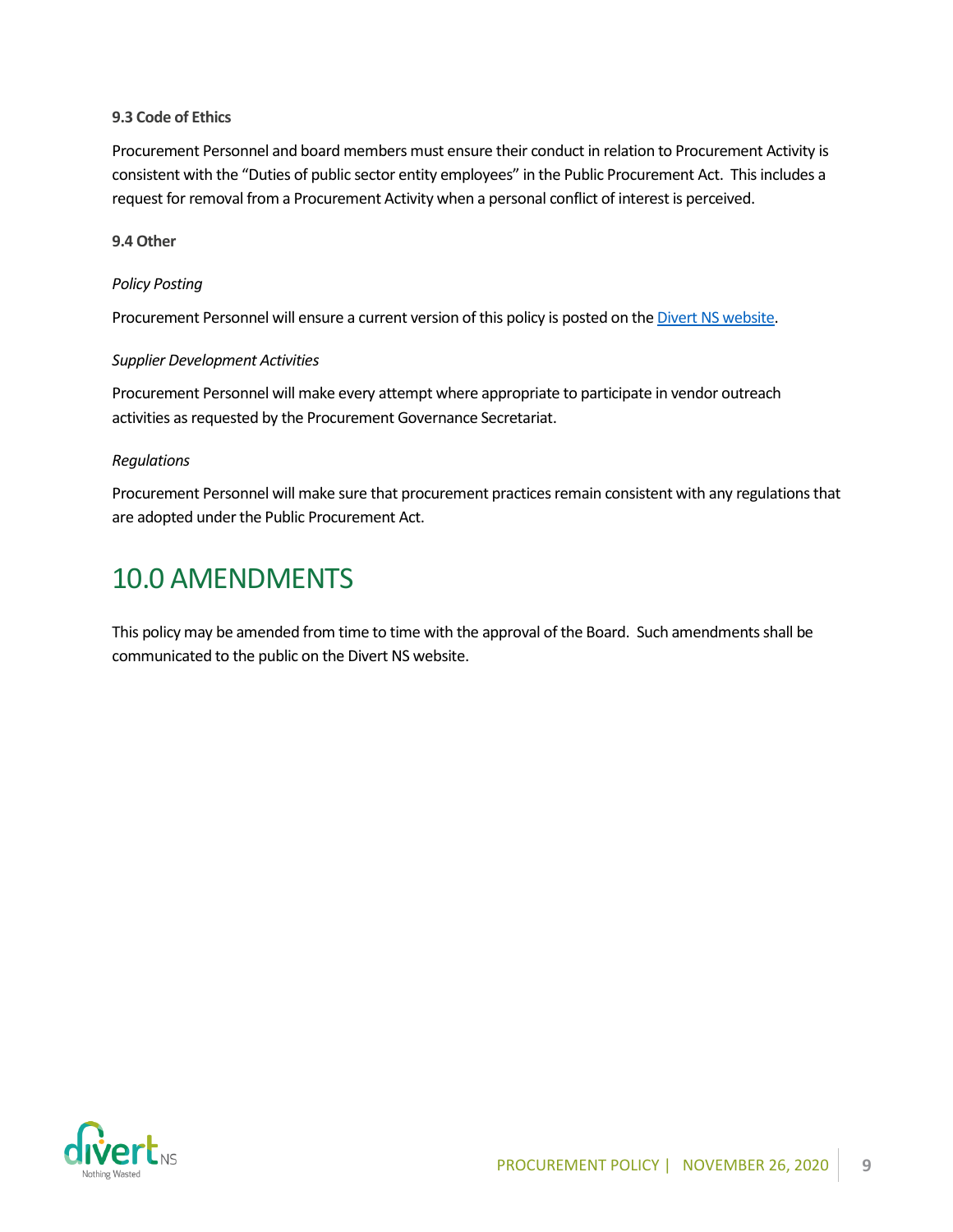### 9.3 Code of Ethics

Procurement Personnel and board members must ensure their conduct in relation to Procurement Activity is consistent with the "Duties of public sector entity employees" in the Public Procurement Act. This includes a request for removal from a Procurement Activity when a personal conflict of interest is perceived.

### 9.4 Other

*Policy Posting*

Procurement Personnel will ensure a current version of this policy is posted on the Divert NS website.

*Supplier Development Activities*

Procurement Personnel will make every attempt where appropriate to participate in vendor outreach activities as requested by the Procurement Governance Secretariat.

*Regulations*

Procurement Personnel will make sure that procurement practices remain consistent with any regulations that are adopted under the Public Procurement Act.

## 10.0 AMENDMENTS

This policy may be amended from time to time with the approval of the Board. Such amendments shall be communicated to the public on the Divert NS website.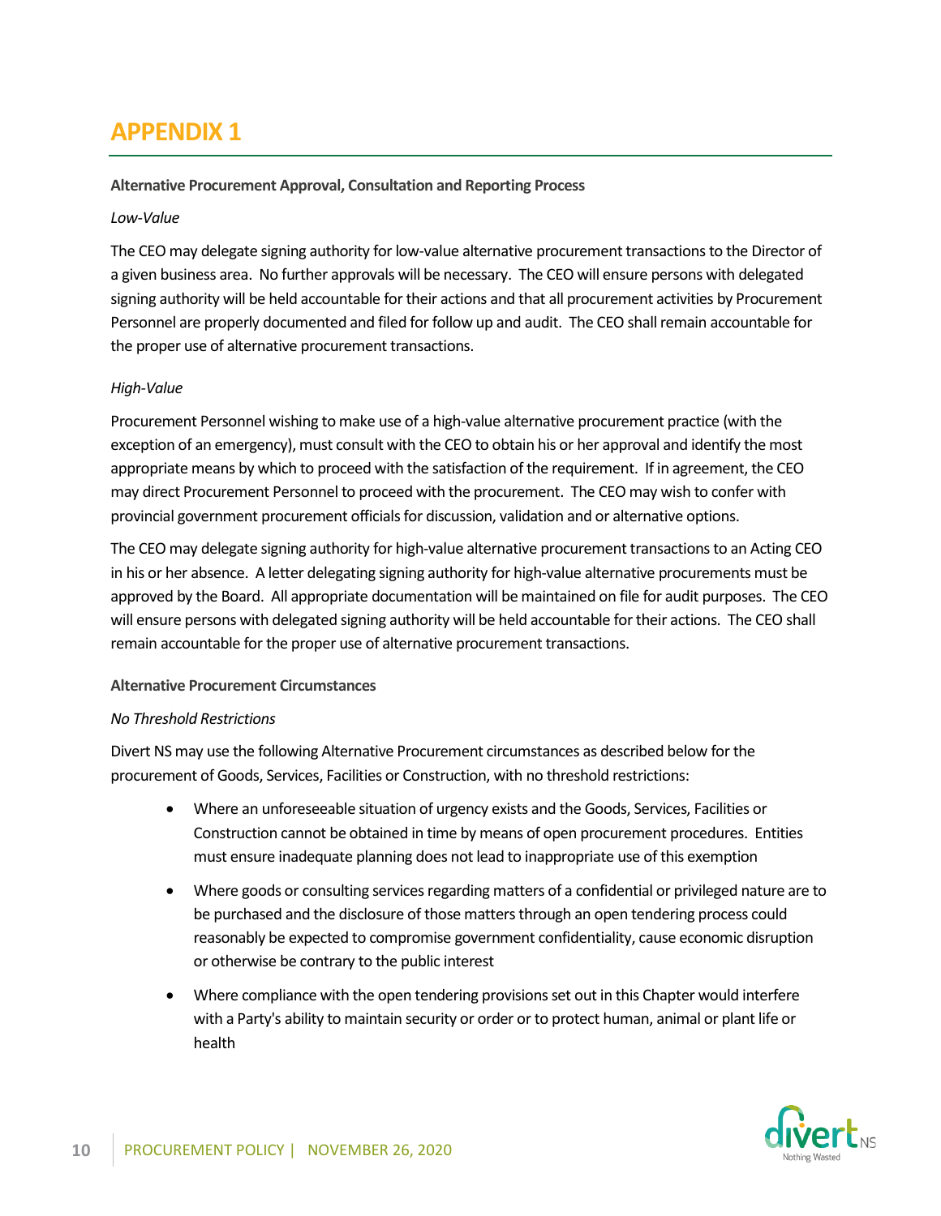# APPENDIX 1

**Alternative Procurement Approval, Consultation and Reporting Process**

*Low-Value*

The CEO may delegate signing authority for low-value alternative procurement transactions to the Director of a given business area. No further approvals will be necessary. The CEO will ensure persons with delegated signing authority will be held accountable for their actions and that all procurement activities by Procurement Personnel are properly documented and filed for follow up and audit. The CEO shall remain accountable for the proper use of alternative procurement transactions.

*High-Value*

Procurement Personnel wishing to make use of a high-value alternative procurement practice (with the exception of an emergency), must consult with the CEO to obtain his or her approval and identify the most appropriate means by which to proceed with the satisfaction of the requirement. If in agreement, the CEO may direct Procurement Personnel to proceed with the procurement. The CEO may wish to confer with provincial government procurement officials for discussion, validation and or alternative options.

The CEO may delegate signing authority for high-value alternative procurement transactions to an Acting CEO in his or her absence. A letter delegating signing authority for high-value alternative procurements must be approved by the Board. All appropriate documentation will be maintained on file for audit purposes. The CEO will ensure persons with delegated signing authority will be held accountable for their actions. The CEO shall remain accountable for the proper use of alternative procurement transactions.

**Alternative Procurement Circumstances**

*No Threshold Restrictions*

Divert NS may use the following Alternative Procurement circumstances as described below for the procurement of Goods, Services, Facilities or Construction, with no threshold restrictions:

- Where an unforeseeable situation of urgency exists and the Goods, Services, Facilities or Construction cannot be obtained in time by means of open procurement procedures. Entities must ensure inadequate planning does not lead to inappropriate use of this exemption
- Where goods or consulting services regarding matters of a confidential or privileged nature are to be purchased and the disclosure of those matters through an open tendering process could reasonably be expected to compromise government confidentiality, cause economic disruption or otherwise be contrary to the public interest
- Where compliance with the open tendering provisions set out in this Chapter would interfere with a Party's ability to maintain security or order or to protect human, animal or plant life or health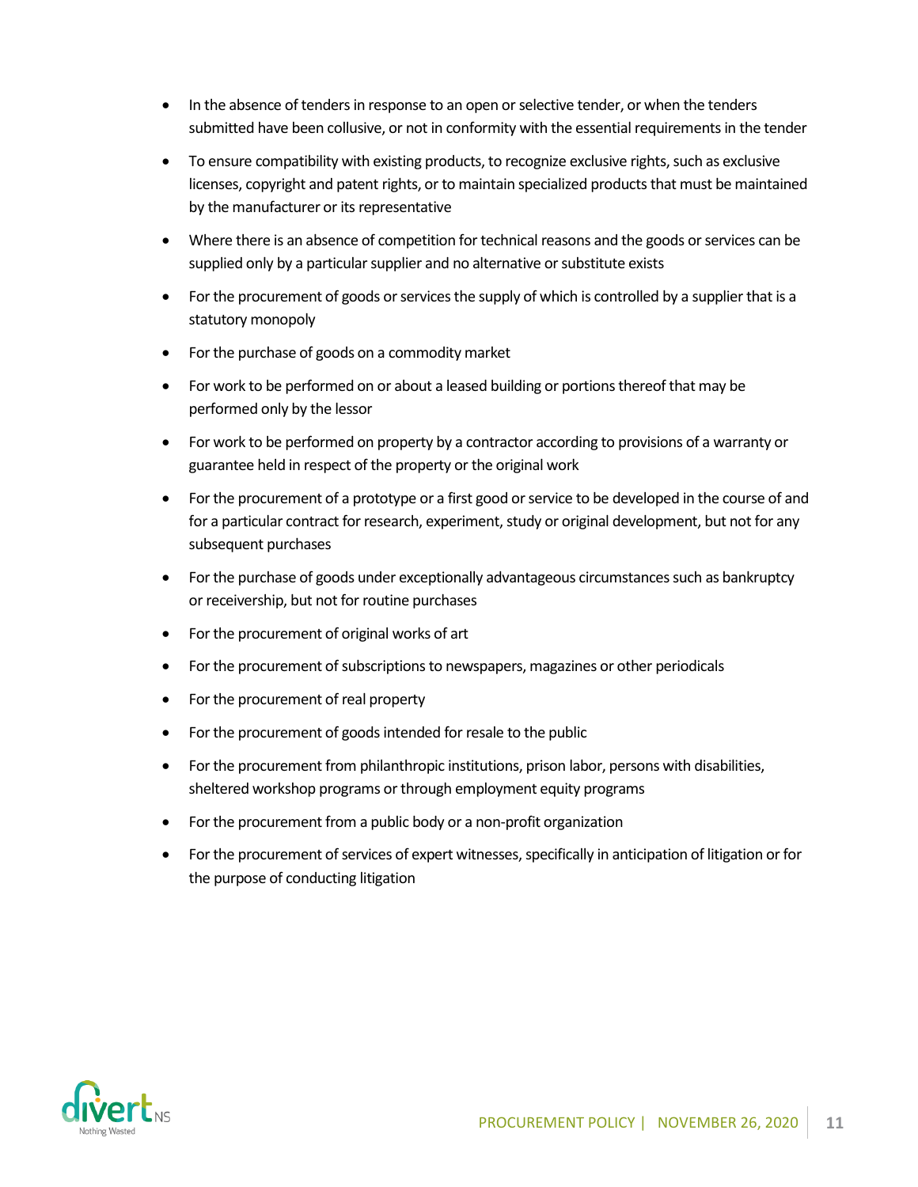- In the absence of tenders in response to an open or selective tender, or when the tenders submitted have been collusive, or not in conformity with the essential requirements in the tender
- To ensure compatibility with existing products, to recognize exclusive rights, such as exclusive licenses, copyright and patent rights, or to maintain specialized products that must be maintained by the manufacturer or its representative
- Where there is an absence of competition for technical reasons and the goods or services can be supplied only by a particular supplier and no alternative or substitute exists
- For the procurement of goods or services the supply of which is controlled by a supplier that is a statutory monopoly
- For the purchase of goods on a commodity market
- For work to be performed on or about a leased building or portions thereof that may be performed only by the lessor
- For work to be performed on property by a contractor according to provisions of a warranty or guarantee held in respect of the property or the original work
- For the procurement of a prototype or a first good or service to be developed in the course of and for a particular contract for research, experiment, study or original development, but not for any subsequent purchases
- For the purchase of goods under exceptionally advantageous circumstances such as bankruptcy or receivership, but not for routine purchases
- For the procurement of original works of art
- For the procurement of subscriptions to newspapers, magazines or other periodicals
- For the procurement of real property
- For the procurement of goods intended for resale to the public
- For the procurement from philanthropic institutions, prison labor, persons with disabilities, sheltered workshop programs or through employment equity programs
- For the procurement from a public body or a non-profit organization
- For the procurement of services of expert witnesses, specifically in anticipation of litigation or for the purpose of conducting litigation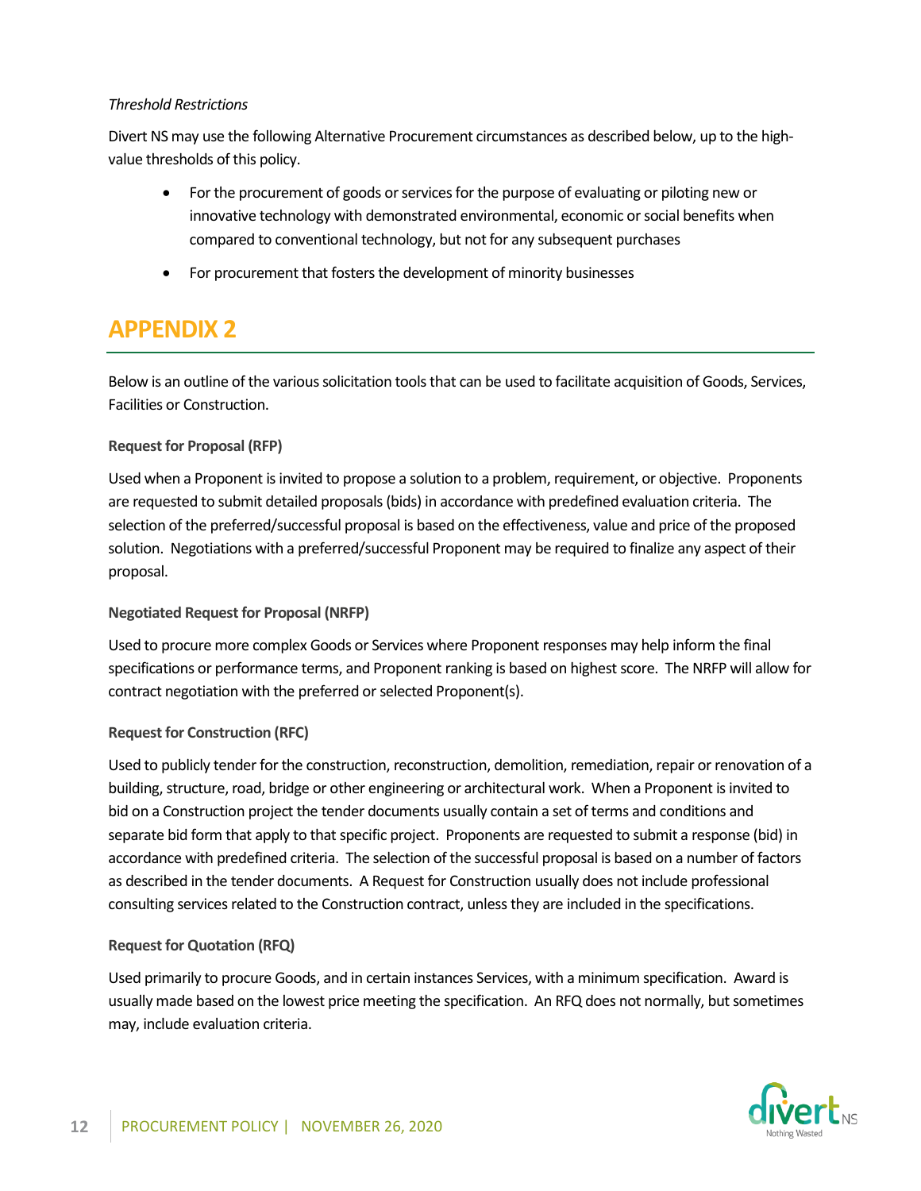*Threshold Restrictions*

Divert NS may use the following Alternative Procurement circumstances as described below, up to the high-value thresholds of this policy.

- For the procurement of goods or services for the purpose of evaluating or piloting new or innovative technology with demonstrated environmental, economic or social benefits when compared to conventional technology, but not for any subsequent purchases
- For procurement that fosters the development of minority businesses

# APPENDIX 2

Below is an outline of the various solicitation tools that can be used to facilitate acquisition of Goods, Services, Facilities or Construction.

### Request for Proposal (RFP)

Used when a Proponent is invited to propose a solution to a problem, requirement, or objective. Proponents are requested to submit detailed proposals (bids) in accordance with predefined evaluation criteria. The selection of the preferred/successful proposal is based on the effectiveness, value and price of the proposed solution. Negotiations with a preferred/successful Proponent may be required to finalize any aspect of their proposal.

### Negotiated Request for Proposal (NRFP)

Used to procure more complex Goods or Services where Proponent responses may help inform the final specifications or performance terms, and Proponent ranking is based on highest score. The NRFP will allow for contract negotiation with the preferred or selected Proponent(s).

### Request for Construction (RFC)

Used to publicly tender for the construction, reconstruction, demolition, remediation, repair or renovation of a building, structure, road, bridge or other engineering or architectural work. When a Proponent is invited to bid on a Construction project the tender documents usually contain a set of terms and conditions and separate bid form that apply to that specific project. Proponents are requested to submit a response (bid) in accordance with predefined criteria. The selection of the successful proposal is based on a number of factors as described in the tender documents. A Request for Construction usually does not include professional consulting services related to the Construction contract, unless they are included in the specifications.

### Request for Quotation (RFQ)

Used primarily to procure Goods, and in certain instances Services, with a minimum specification. Award is usually made based on the lowest price meeting the specification. An RFQ does not normally, but sometimes may, include evaluation criteria.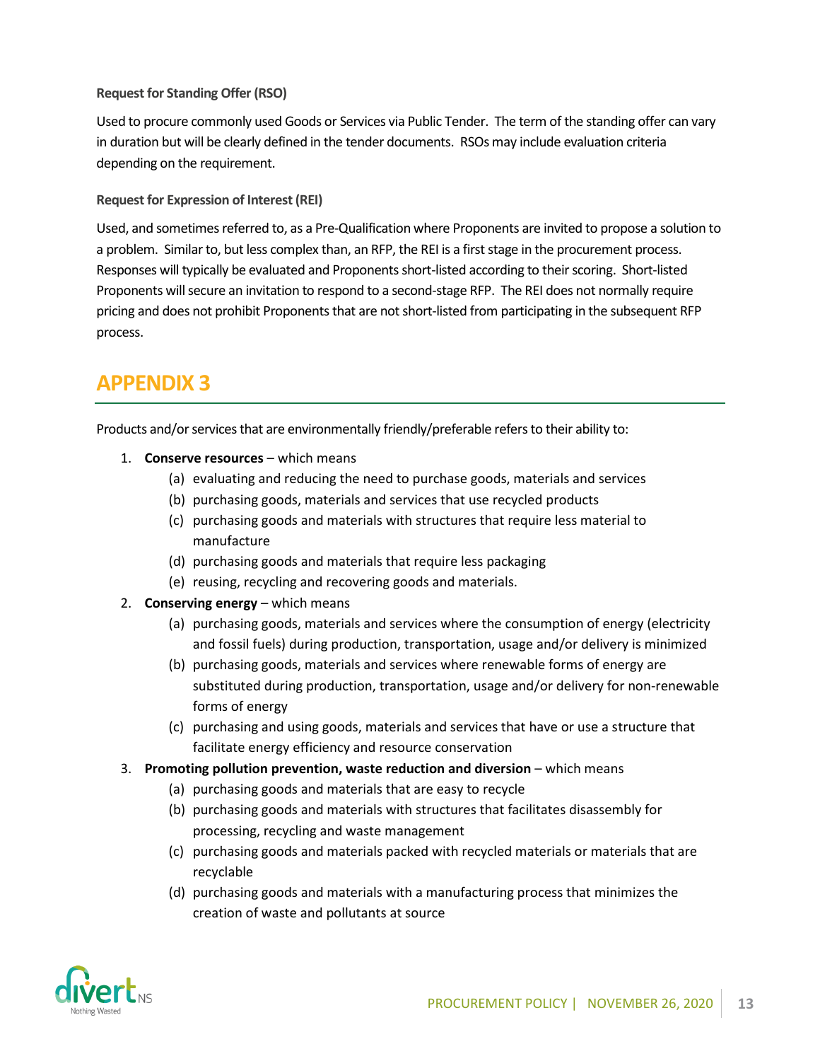#### Request for Standing Offer (RSO)

Used to procure commonly used Goods or Services via Public Tender. The term of the standing offer can vary in duration but will be clearly defined in the tender documents. RSOs may include evaluation criteria depending on the requirement.

#### Request for Expression of Interest (REI)

Used, and sometimes referred to, as a Pre-Qualification where Proponents are invited to propose a solution to a problem. Similar to, but less complex than, an RFP, the REI is a first stage in the procurement process. Responses will typically be evaluated and Proponents short-listed according to their scoring. Short-listed Proponents will secure an invitation to respond to a second-stage RFP. The REI does not normally require pricing and does not prohibit Proponents that are not short-listed from participating in the subsequent RFP process.

# APPENDIX 3

Products and/or services that are environmentally friendly/preferable refers to their ability to:

1. **Conserve resources** – which means
   (a) evaluating and reducing the need to purchase goods, materials and services
   (b) purchasing goods, materials and services that use recycled products
   (c) purchasing goods and materials with structures that require less material to manufacture
   (d) purchasing goods and materials that require less packaging
   (e) reusing, recycling and recovering goods and materials.
2. **Conserving energy** – which means
   (a) purchasing goods, materials and services where the consumption of energy (electricity and fossil fuels) during production, transportation, usage and/or delivery is minimized
   (b) purchasing goods, materials and services where renewable forms of energy are substituted during production, transportation, usage and/or delivery for non-renewable forms of energy
   (c) purchasing and using goods, materials and services that have or use a structure that facilitate energy efficiency and resource conservation
3. **Promoting pollution prevention, waste reduction and diversion** – which means
   (a) purchasing goods and materials that are easy to recycle
   (b) purchasing goods and materials with structures that facilitates disassembly for processing, recycling and waste management
   (c) purchasing goods and materials packed with recycled materials or materials that are recyclable
   (d) purchasing goods and materials with a manufacturing process that minimizes the creation of waste and pollutants at source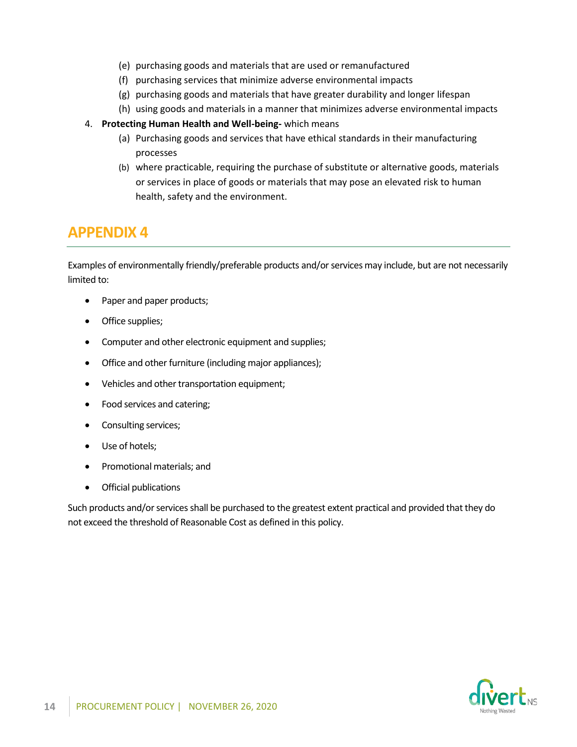(e) purchasing goods and materials that are used or remanufactured
   (f) purchasing services that minimize adverse environmental impacts
   (g) purchasing goods and materials that have greater durability and longer lifespan
   (h) using goods and materials in a manner that minimizes adverse environmental impacts

4. **Protecting Human Health and Well-being-** which means
   (a) Purchasing goods and services that have ethical standards in their manufacturing processes
   (b) where practicable, requiring the purchase of substitute or alternative goods, materials or services in place of goods or materials that may pose an elevated risk to human health, safety and the environment.

# APPENDIX 4

Examples of environmentally friendly/preferable products and/or services may include, but are not necessarily limited to:

- Paper and paper products;
- Office supplies;
- Computer and other electronic equipment and supplies;
- Office and other furniture (including major appliances);
- Vehicles and other transportation equipment;
- Food services and catering;
- Consulting services;
- Use of hotels;
- Promotional materials; and
- Official publications

Such products and/or services shall be purchased to the greatest extent practical and provided that they do not exceed the threshold of Reasonable Cost as defined in this policy.